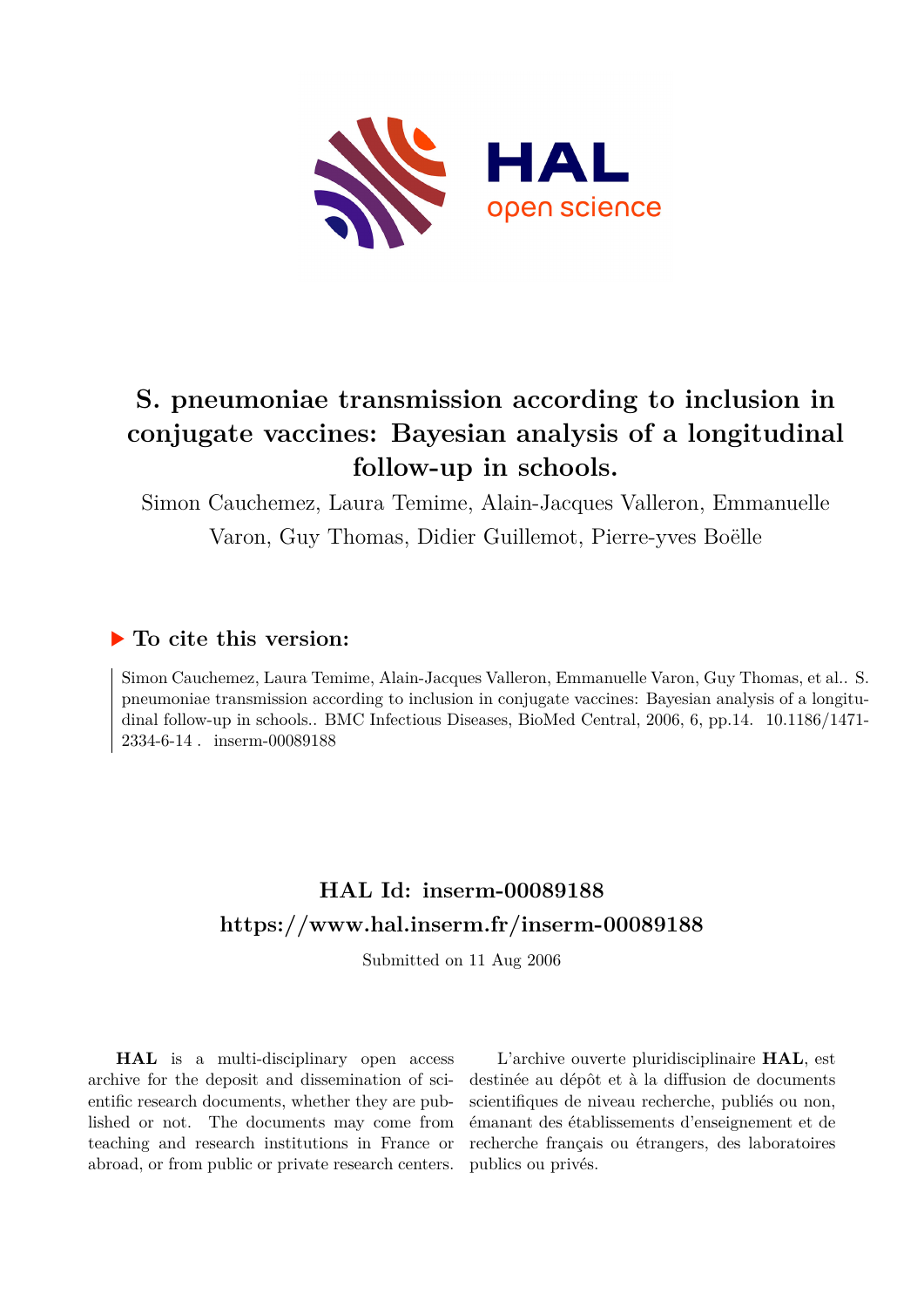# S. pneumoniae transmission according to inclusion in conjugate vaccines: Bayesian analysis of a longitudinal follow-up in schools.

Simon Cauchemez, Laura Temime, Alain-Jacques Valleron, Emmanuelle Varon, Guy Thomas, Didier Guillemot, Pierre-yves Boëlle

## ▶ To cite this version:

Simon Cauchemez, Laura Temime, Alain-Jacques Valleron, Emmanuelle Varon, Guy Thomas, et al.. S. pneumoniae transmission according to inclusion in conjugate vaccines: Bayesian analysis of a longitudinal follow-up in schools.. BMC Infectious Diseases, BioMed Central, 2006, 6, pp.14. 10.1186/1471-2334-6-14 . inserm-00089188

## HAL Id: inserm-00089188

## https://www.hal.inserm.fr/inserm-00089188

Submitted on 11 Aug 2006

**HAL** is a multi-disciplinary open access archive for the deposit and dissemination of scientific research documents, whether they are published or not. The documents may come from teaching and research institutions in France or abroad, or from public or private research centers.

L'archive ouverte pluridisciplinaire **HAL**, est destinée au dépôt et à la diffusion de documents scientifiques de niveau recherche, publiés ou non, émanant des établissements d'enseignement et de recherche français ou étrangers, des laboratoires publics ou privés.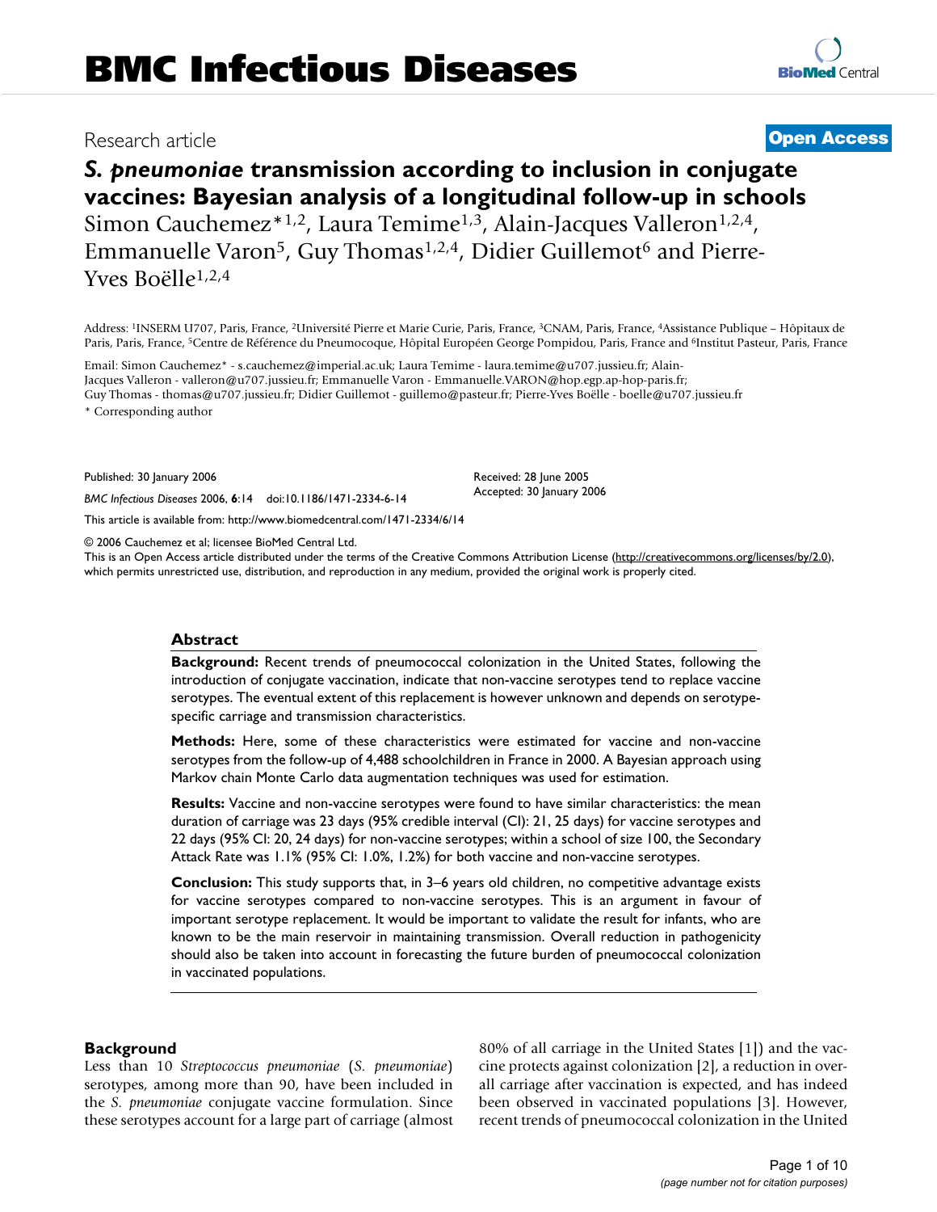# *S. pneumoniae* transmission according to inclusion in conjugate vaccines: Bayesian analysis of a longitudinal follow-up in schools

Simon Cauchemez*[1,2], Laura Temime[1,3], Alain-Jacques Valleron[1,2,4], Emmanuelle Varon[5], Guy Thomas[1,2,4], Didier Guillemot[6] and Pierre-Yves Boëlle[1,2,4]

Address: [1]INSERM U707, Paris, France, [2]Université Pierre et Marie Curie, Paris, France, [3]CNAM, Paris, France, [4]Assistance Publique – Hôpitaux de Paris, Paris, France, [5]Centre de Référence du Pneumocoque, Hôpital Européen George Pompidou, Paris, France and [6]Institut Pasteur, Paris, France

Email: Simon Cauchemez* - s.cauchemez@imperial.ac.uk; Laura Temime - laura.temime@u707.jussieu.fr; Alain-Jacques Valleron - valleron@u707.jussieu.fr; Emmanuelle Varon - Emmanuelle.VARON@hop.egp.ap-hop-paris.fr; Guy Thomas - thomas@u707.jussieu.fr; Didier Guillemot - guillemo@pasteur.fr; Pierre-Yves Boëlle - boelle@u707.jussieu.fr

\* Corresponding author

Published: 30 January 2006

*BMC Infectious Diseases* 2006, **6**:14 doi:10.1186/1471-2334-6-14

Received: 28 June 2005
Accepted: 30 January 2006

This article is available from: http://www.biomedcentral.com/1471-2334/6/14

© 2006 Cauchemez et al; licensee BioMed Central Ltd.
This is an Open Access article distributed under the terms of the Creative Commons Attribution License (http://creativecommons.org/licenses/by/2.0), which permits unrestricted use, distribution, and reproduction in any medium, provided the original work is properly cited.

## Abstract

**Background:** Recent trends of pneumococcal colonization in the United States, following the introduction of conjugate vaccination, indicate that non-vaccine serotypes tend to replace vaccine serotypes. The eventual extent of this replacement is however unknown and depends on serotype-specific carriage and transmission characteristics.

**Methods:** Here, some of these characteristics were estimated for vaccine and non-vaccine serotypes from the follow-up of 4,488 schoolchildren in France in 2000. A Bayesian approach using Markov chain Monte Carlo data augmentation techniques was used for estimation.

**Results:** Vaccine and non-vaccine serotypes were found to have similar characteristics: the mean duration of carriage was 23 days (95% credible interval (CI): 21, 25 days) for vaccine serotypes and 22 days (95% CI: 20, 24 days) for non-vaccine serotypes; within a school of size 100, the Secondary Attack Rate was 1.1% (95% CI: 1.0%, 1.2%) for both vaccine and non-vaccine serotypes.

**Conclusion:** This study supports that, in 3–6 years old children, no competitive advantage exists for vaccine serotypes compared to non-vaccine serotypes. This is an argument in favour of important serotype replacement. It would be important to validate the result for infants, who are known to be the main reservoir in maintaining transmission. Overall reduction in pathogenicity should also be taken into account in forecasting the future burden of pneumococcal colonization in vaccinated populations.

## Background

Less than 10 *Streptococcus pneumoniae* (*S. pneumoniae*) serotypes, among more than 90, have been included in the *S. pneumoniae* conjugate vaccine formulation. Since these serotypes account for a large part of carriage (almost 80% of all carriage in the United States [1]) and the vaccine protects against colonization [2], a reduction in overall carriage after vaccination is expected, and has indeed been observed in vaccinated populations [3]. However, recent trends of pneumococcal colonization in the United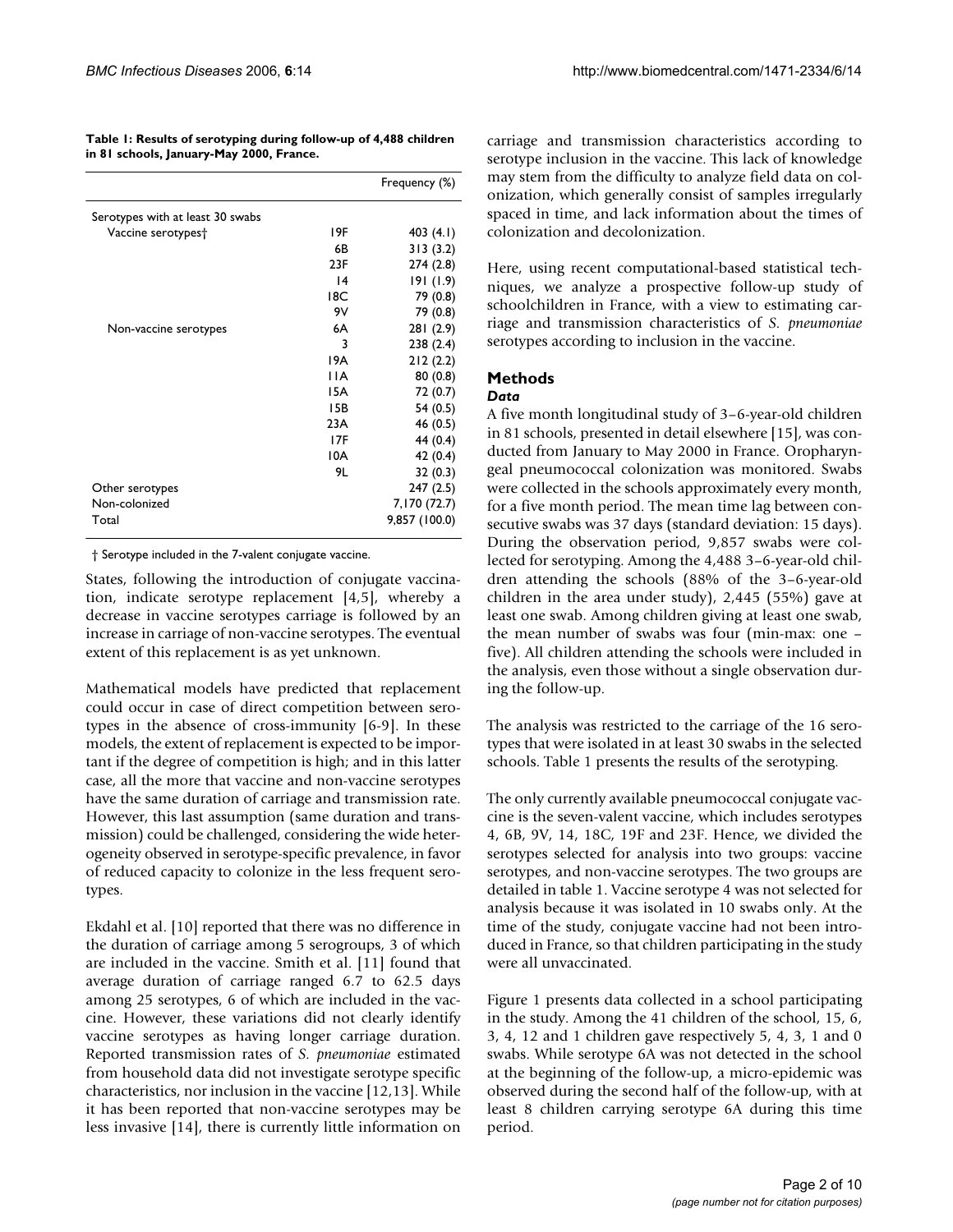**Table 1: Results of serotyping during follow-up of 4,488 children in 81 schools, January-May 2000, France.**

| | | Frequency (%) |
|---|---|---|
| Serotypes with at least 30 swabs | | |
| Vaccine serotypes† | 19F | 403 (4.1) |
| | 6B | 313 (3.2) |
| | 23F | 274 (2.8) |
| | 14 | 191 (1.9) |
| | 18C | 79 (0.8) |
| | 9V | 79 (0.8) |
| Non-vaccine serotypes | 6A | 281 (2.9) |
| | 3 | 238 (2.4) |
| | 19A | 212 (2.2) |
| | 11A | 80 (0.8) |
| | 15A | 72 (0.7) |
| | 15B | 54 (0.5) |
| | 23A | 46 (0.5) |
| | 17F | 44 (0.4) |
| | 10A | 42 (0.4) |
| | 9L | 32 (0.3) |
| Other serotypes | | 247 (2.5) |
| Non-colonized | | 7,170 (72.7) |
| Total | | 9,857 (100.0) |

† Serotype included in the 7-valent conjugate vaccine.

States, following the introduction of conjugate vaccination, indicate serotype replacement [4,5], whereby a decrease in vaccine serotypes carriage is followed by an increase in carriage of non-vaccine serotypes. The eventual extent of this replacement is as yet unknown.

Mathematical models have predicted that replacement could occur in case of direct competition between serotypes in the absence of cross-immunity [6-9]. In these models, the extent of replacement is expected to be important if the degree of competition is high; and in this latter case, all the more that vaccine and non-vaccine serotypes have the same duration of carriage and transmission rate. However, this last assumption (same duration and transmission) could be challenged, considering the wide heterogeneity observed in serotype-specific prevalence, in favor of reduced capacity to colonize in the less frequent serotypes.

Ekdahl et al. [10] reported that there was no difference in the duration of carriage among 5 serogroups, 3 of which are included in the vaccine. Smith et al. [11] found that average duration of carriage ranged 6.7 to 62.5 days among 25 serotypes, 6 of which are included in the vaccine. However, these variations did not clearly identify vaccine serotypes as having longer carriage duration. Reported transmission rates of *S. pneumoniae* estimated from household data did not investigate serotype specific characteristics, nor inclusion in the vaccine [12,13]. While it has been reported that non-vaccine serotypes may be less invasive [14], there is currently little information on carriage and transmission characteristics according to serotype inclusion in the vaccine. This lack of knowledge may stem from the difficulty to analyze field data on colonization, which generally consist of samples irregularly spaced in time, and lack information about the times of colonization and decolonization.

Here, using recent computational-based statistical techniques, we analyze a prospective follow-up study of schoolchildren in France, with a view to estimating carriage and transmission characteristics of *S. pneumoniae* serotypes according to inclusion in the vaccine.

## Methods

### *Data*

A five month longitudinal study of 3–6-year-old children in 81 schools, presented in detail elsewhere [15], was conducted from January to May 2000 in France. Oropharyngeal pneumococcal colonization was monitored. Swabs were collected in the schools approximately every month, for a five month period. The mean time lag between consecutive swabs was 37 days (standard deviation: 15 days). During the observation period, 9,857 swabs were collected for serotyping. Among the 4,488 3–6-year-old children attending the schools (88% of the 3–6-year-old children in the area under study), 2,445 (55%) gave at least one swab. Among children giving at least one swab, the mean number of swabs was four (min-max: one – five). All children attending the schools were included in the analysis, even those without a single observation during the follow-up.

The analysis was restricted to the carriage of the 16 serotypes that were isolated in at least 30 swabs in the selected schools. Table 1 presents the results of the serotyping.

The only currently available pneumococcal conjugate vaccine is the seven-valent vaccine, which includes serotypes 4, 6B, 9V, 14, 18C, 19F and 23F. Hence, we divided the serotypes selected for analysis into two groups: vaccine serotypes, and non-vaccine serotypes. The two groups are detailed in table 1. Vaccine serotype 4 was not selected for analysis because it was isolated in 10 swabs only. At the time of the study, conjugate vaccine had not been introduced in France, so that children participating in the study were all unvaccinated.

Figure 1 presents data collected in a school participating in the study. Among the 41 children of the school, 15, 6, 3, 4, 12 and 1 children gave respectively 5, 4, 3, 1 and 0 swabs. While serotype 6A was not detected in the school at the beginning of the follow-up, a micro-epidemic was observed during the second half of the follow-up, with at least 8 children carrying serotype 6A during this time period.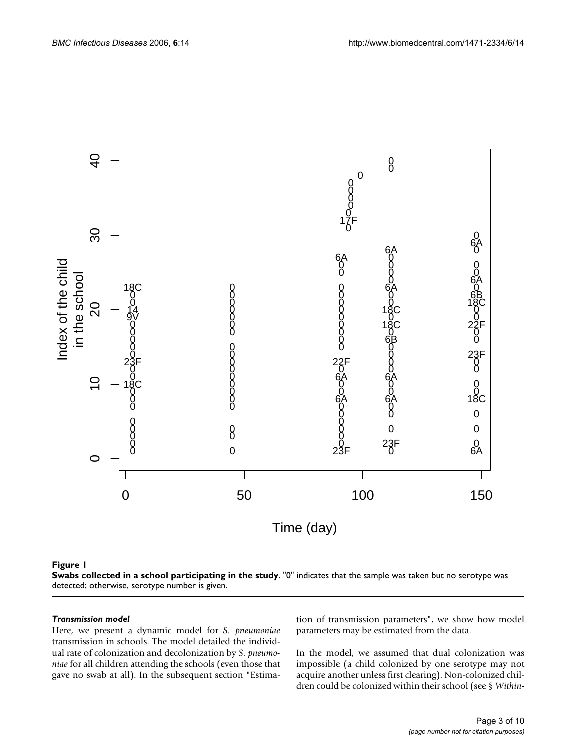**Figure 1**
**Swabs collected in a school participating in the study**. "0" indicates that the sample was taken but no serotype was detected; otherwise, serotype number is given.

#### *Transmission model*

Here, we present a dynamic model for *S. pneumoniae* transmission in schools. The model detailed the individual rate of colonization and decolonization by *S. pneumoniae* for all children attending the schools (even those that gave no swab at all). In the subsequent section "Estimation of transmission parameters", we show how model parameters may be estimated from the data.

In the model, we assumed that dual colonization was impossible (a child colonized by one serotype may not acquire another unless first clearing). Non-colonized children could be colonized within their school (see § *Within-*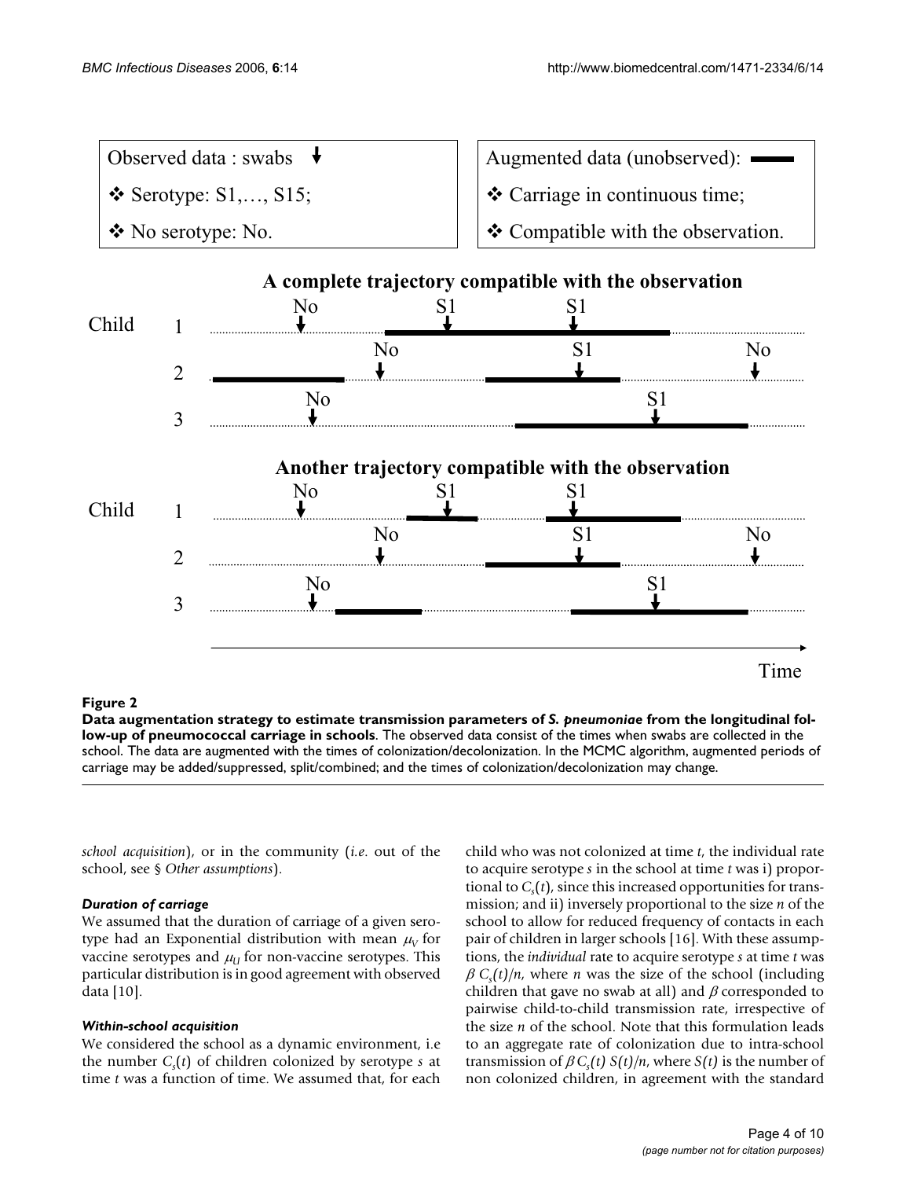Observed data : swabs ↓

- Serotype: S1,…, S15;
- No serotype: No.

Augmented data (unobserved):

- Carriage in continuous time;
- Compatible with the observation.

**A complete trajectory compatible with the observation**

**Another trajectory compatible with the observation**

**Figure 2**

**Data augmentation strategy to estimate transmission parameters of *S. pneumoniae* from the longitudinal follow-up of pneumococcal carriage in schools**. The observed data consist of the times when swabs are collected in the school. The data are augmented with the times of colonization/decolonization. In the MCMC algorithm, augmented periods of carriage may be added/suppressed, split/combined; and the times of colonization/decolonization may change.

*school acquisition*), or in the community (*i.e.* out of the school, see § *Other assumptions*).

### *Duration of carriage*

We assumed that the duration of carriage of a given serotype had an Exponential distribution with mean $\mu_V$ for vaccine serotypes and $\mu_U$ for non-vaccine serotypes. This particular distribution is in good agreement with observed data [10].

### *Within-school acquisition*

We considered the school as a dynamic environment, i.e the number $C_s(t)$ of children colonized by serotype $s$ at time $t$ was a function of time. We assumed that, for each child who was not colonized at time $t$, the individual rate to acquire serotype $s$ in the school at time $t$ was i) proportional to $C_s(t)$, since this increased opportunities for transmission; and ii) inversely proportional to the size $n$ of the school to allow for reduced frequency of contacts in each pair of children in larger schools [16]. With these assumptions, the *individual* rate to acquire serotype $s$ at time $t$ was $\beta\, C_s(t)/n$, where $n$ was the size of the school (including children that gave no swab at all) and $\beta$ corresponded to pairwise child-to-child transmission rate, irrespective of the size $n$ of the school. Note that this formulation leads to an aggregate rate of colonization due to intra-school transmission of $\beta\, C_s(t)\, S(t)/n$, where $S(t)$ is the number of non colonized children, in agreement with the standard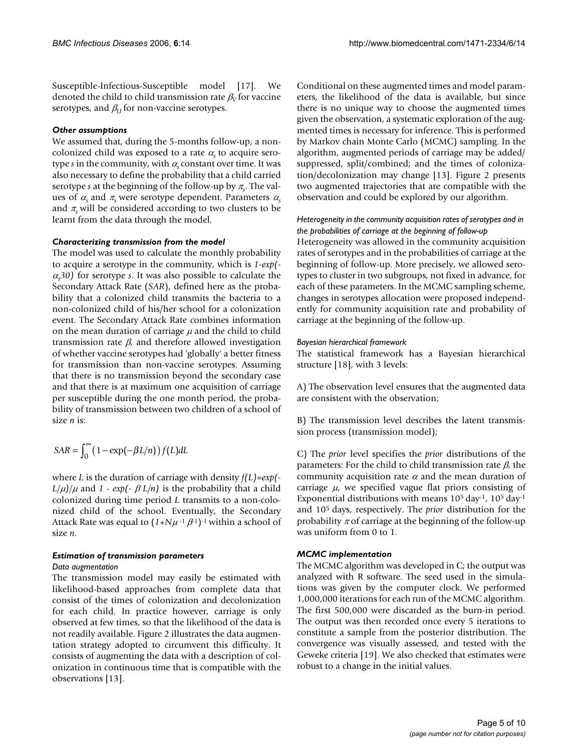Susceptible-Infectious-Susceptible model [17]. We denoted the child to child transmission rate $\beta_V$ for vaccine serotypes, and $\beta_U$ for non-vaccine serotypes.

### *Other assumptions*

We assumed that, during the 5-months follow-up, a non-colonized child was exposed to a rate $\alpha_s$ to acquire serotype *s* in the community, with $\alpha_s$ constant over time. It was also necessary to define the probability that a child carried serotype *s* at the beginning of the follow-up by $\pi_s$. The values of $\alpha_s$ and $\pi_s$ were serotype dependent. Parameters $\alpha_s$ and $\pi_s$ will be considered according to two clusters to be learnt from the data through the model.

### *Characterizing transmission from the model*

The model was used to calculate the monthly probability to acquire a serotype in the community, which is $1\text{-}exp(-\alpha_s 30)$ for serotype *s*. It was also possible to calculate the Secondary Attack Rate (*SAR*), defined here as the probability that a colonized child transmits the bacteria to a non-colonized child of his/her school for a colonization event. The Secondary Attack Rate combines information on the mean duration of carriage $\mu$ and the child to child transmission rate $\beta$, and therefore allowed investigation of whether vaccine serotypes had 'globally' a better fitness for transmission than non-vaccine serotypes. Assuming that there is no transmission beyond the secondary case and that there is at maximum one acquisition of carriage per susceptible during the one month period, the probability of transmission between two children of a school of size *n* is:

$$SAR = \int_0^\infty \left(1 - \exp(-\beta L/n)\right) f(L) dL$$

where *L* is the duration of carriage with density $f(L) = exp(-L/\mu)/\mu$ and $1 - exp(-\beta L/n)$ is the probability that a child colonized during time period *L* transmits to a non-colonized child of the school. Eventually, the Secondary Attack Rate was equal to $(1+N\mu^{-1}\beta^{-1})^{-1}$ within a school of size *n*.

### *Estimation of transmission parameters*

#### *Data augmentation*

The transmission model may easily be estimated with likelihood-based approaches from complete data that consist of the times of colonization and decolonization for each child. In practice however, carriage is only observed at few times, so that the likelihood of the data is not readily available. Figure 2 illustrates the data augmentation strategy adopted to circumvent this difficulty. It consists of augmenting the data with a description of colonization in continuous time that is compatible with the observations [13].

Conditional on these augmented times and model parameters, the likelihood of the data is available, but since there is no unique way to choose the augmented times given the observation, a systematic exploration of the augmented times is necessary for inference. This is performed by Markov chain Monte Carlo (MCMC) sampling. In the algorithm, augmented periods of carriage may be added/suppressed, split/combined; and the times of colonization/decolonization may change [13]. Figure 2 presents two augmented trajectories that are compatible with the observation and could be explored by our algorithm.

#### *Heterogeneity in the community acquisition rates of serotypes and in the probabilities of carriage at the beginning of follow-up*

Heterogeneity was allowed in the community acquisition rates of serotypes and in the probabilities of carriage at the beginning of follow-up. More precisely, we allowed serotypes to cluster in two subgroups, not fixed in advance, for each of these parameters. In the MCMC sampling scheme, changes in serotypes allocation were proposed independently for community acquisition rate and probability of carriage at the beginning of the follow-up.

#### *Bayesian hierarchical framework*

The statistical framework has a Bayesian hierarchical structure [18], with 3 levels:

A) The observation level ensures that the augmented data are consistent with the observation;

B) The transmission level describes the latent transmission process (transmission model);

C) The *prior* level specifies the *prior* distributions of the parameters: For the child to child transmission rate $\beta$, the community acquisition rate $\alpha$ and the mean duration of carriage $\mu$, we specified vague flat priors consisting of Exponential distributions with means $10^5$ day$^{-1}$, $10^5$ day$^{-1}$ and $10^5$ days, respectively. The *prior* distribution for the probability $\pi$ of carriage at the beginning of the follow-up was uniform from 0 to 1.

### *MCMC implementation*

The MCMC algorithm was developed in C; the output was analyzed with R software. The seed used in the simulations was given by the computer clock. We performed 1,000,000 iterations for each run of the MCMC algorithm. The first 500,000 were discarded as the burn-in period. The output was then recorded once every 5 iterations to constitute a sample from the posterior distribution. The convergence was visually assessed, and tested with the Geweke criteria [19]. We also checked that estimates were robust to a change in the initial values.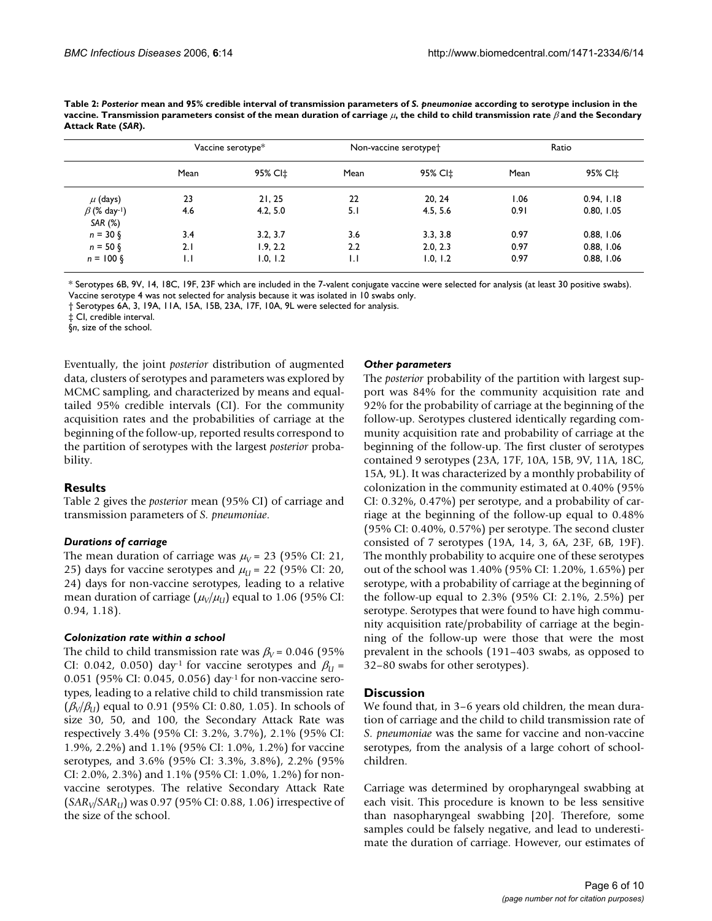**Table 2: *Posterior* mean and 95% credible interval of transmission parameters of *S. pneumoniae* according to serotype inclusion in the vaccine. Transmission parameters consist of the mean duration of carriage $\mu$, the child to child transmission rate $\beta$ and the Secondary Attack Rate (*SAR*).**

| | Vaccine serotype* | | Non-vaccine serotype† | | Ratio | |
|---|---|---|---|---|---|---|
| | Mean | 95% CI‡ | Mean | 95% CI‡ | Mean | 95% CI‡ |
| $\mu$ (days) | 23 | 21, 25 | 22 | 20, 24 | 1.06 | 0.94, 1.18 |
| $\beta$ (% day$^{-1}$) | 4.6 | 4.2, 5.0 | 5.1 | 4.5, 5.6 | 0.91 | 0.80, 1.05 |
| *SAR* (%) | | | | | | |
| $n$ = 30 § | 3.4 | 3.2, 3.7 | 3.6 | 3.3, 3.8 | 0.97 | 0.88, 1.06 |
| $n$ = 50 § | 2.1 | 1.9, 2.2 | 2.2 | 2.0, 2.3 | 0.97 | 0.88, 1.06 |
| $n$ = 100 § | 1.1 | 1.0, 1.2 | 1.1 | 1.0, 1.2 | 0.97 | 0.88, 1.06 |

* Serotypes 6B, 9V, 14, 18C, 19F, 23F which are included in the 7-valent conjugate vaccine were selected for analysis (at least 30 positive swabs). Vaccine serotype 4 was not selected for analysis because it was isolated in 10 swabs only.

† Serotypes 6A, 3, 19A, 11A, 15A, 15B, 23A, 17F, 10A, 9L were selected for analysis.

‡ CI, credible interval.

§*n*, size of the school.

Eventually, the joint *posterior* distribution of augmented data, clusters of serotypes and parameters was explored by MCMC sampling, and characterized by means and equal-tailed 95% credible intervals (CI). For the community acquisition rates and the probabilities of carriage at the beginning of the follow-up, reported results correspond to the partition of serotypes with the largest *posterior* probability.

## Results

Table 2 gives the *posterior* mean (95% CI) of carriage and transmission parameters of *S. pneumoniae*.

### *Durations of carriage*

The mean duration of carriage was $\mu_V$ = 23 (95% CI: 21, 25) days for vaccine serotypes and $\mu_U$ = 22 (95% CI: 20, 24) days for non-vaccine serotypes, leading to a relative mean duration of carriage ($\mu_V/\mu_U$) equal to 1.06 (95% CI: 0.94, 1.18).

### *Colonization rate within a school*

The child to child transmission rate was $\beta_V$ = 0.046 (95% CI: 0.042, 0.050) day$^{-1}$ for vaccine serotypes and $\beta_U$ = 0.051 (95% CI: 0.045, 0.056) day$^{-1}$ for non-vaccine serotypes, leading to a relative child to child transmission rate ($\beta_V/\beta_U$) equal to 0.91 (95% CI: 0.80, 1.05). In schools of size 30, 50, and 100, the Secondary Attack Rate was respectively 3.4% (95% CI: 3.2%, 3.7%), 2.1% (95% CI: 1.9%, 2.2%) and 1.1% (95% CI: 1.0%, 1.2%) for vaccine serotypes, and 3.6% (95% CI: 3.3%, 3.8%), 2.2% (95% CI: 2.0%, 2.3%) and 1.1% (95% CI: 1.0%, 1.2%) for non-vaccine serotypes. The relative Secondary Attack Rate ($SAR_V/SAR_U$) was 0.97 (95% CI: 0.88, 1.06) irrespective of the size of the school.

### *Other parameters*

The *posterior* probability of the partition with largest support was 84% for the community acquisition rate and 92% for the probability of carriage at the beginning of the follow-up. Serotypes clustered identically regarding community acquisition rate and probability of carriage at the beginning of the follow-up. The first cluster of serotypes contained 9 serotypes (23A, 17F, 10A, 15B, 9V, 11A, 18C, 15A, 9L). It was characterized by a monthly probability of colonization in the community estimated at 0.40% (95% CI: 0.32%, 0.47%) per serotype, and a probability of carriage at the beginning of the follow-up equal to 0.48% (95% CI: 0.40%, 0.57%) per serotype. The second cluster consisted of 7 serotypes (19A, 14, 3, 6A, 23F, 6B, 19F). The monthly probability to acquire one of these serotypes out of the school was 1.40% (95% CI: 1.20%, 1.65%) per serotype, with a probability of carriage at the beginning of the follow-up equal to 2.3% (95% CI: 2.1%, 2.5%) per serotype. Serotypes that were found to have high community acquisition rate/probability of carriage at the beginning of the follow-up were those that were the most prevalent in the schools (191–403 swabs, as opposed to 32–80 swabs for other serotypes).

## Discussion

We found that, in 3–6 years old children, the mean duration of carriage and the child to child transmission rate of *S. pneumoniae* was the same for vaccine and non-vaccine serotypes, from the analysis of a large cohort of school-children.

Carriage was determined by oropharyngeal swabbing at each visit. This procedure is known to be less sensitive than nasopharyngeal swabbing [20]. Therefore, some samples could be falsely negative, and lead to underestimate the duration of carriage. However, our estimates of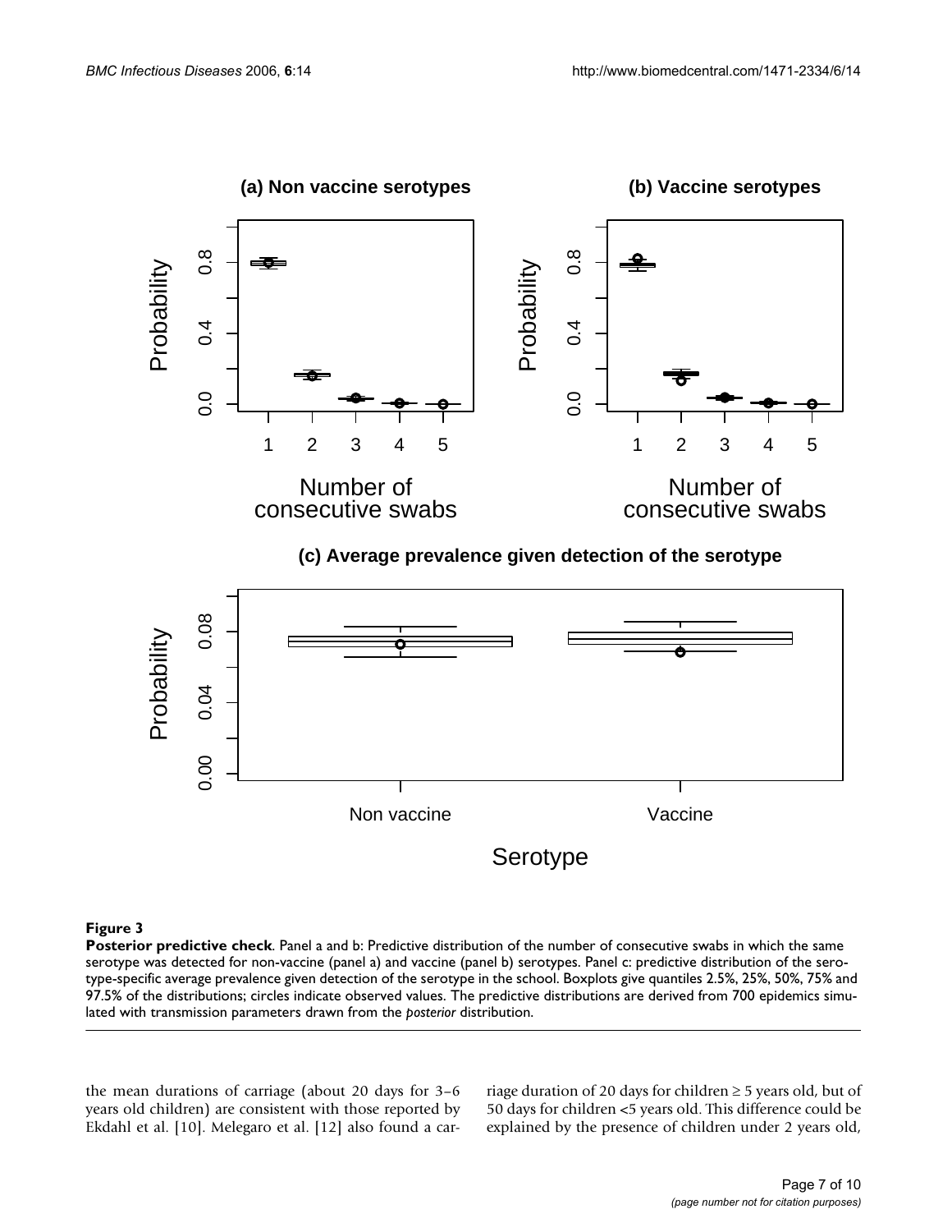**Figure 3**

**Posterior predictive check**. Panel a and b: Predictive distribution of the number of consecutive swabs in which the same serotype was detected for non-vaccine (panel a) and vaccine (panel b) serotypes. Panel c: predictive distribution of the serotype-specific average prevalence given detection of the serotype in the school. Boxplots give quantiles 2.5%, 25%, 50%, 75% and 97.5% of the distributions; circles indicate observed values. The predictive distributions are derived from 700 epidemics simulated with transmission parameters drawn from the *posterior* distribution.

the mean durations of carriage (about 20 days for 3–6 years old children) are consistent with those reported by Ekdahl et al. [10]. Melegaro et al. [12] also found a carriage duration of 20 days for children ≥ 5 years old, but of 50 days for children <5 years old. This difference could be explained by the presence of children under 2 years old,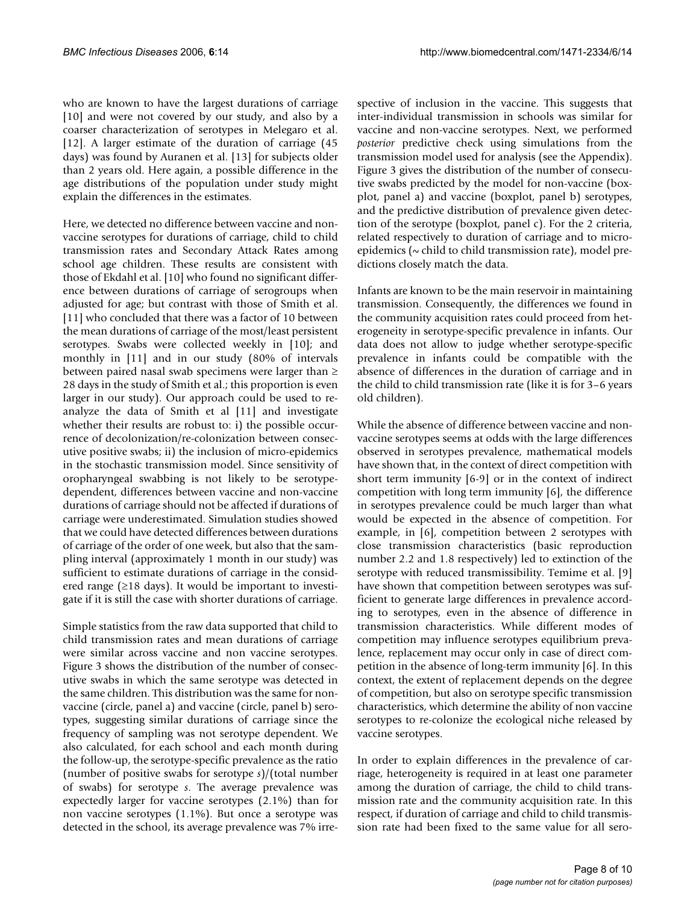who are known to have the largest durations of carriage [10] and were not covered by our study, and also by a coarser characterization of serotypes in Melegaro et al. [12]. A larger estimate of the duration of carriage (45 days) was found by Auranen et al. [13] for subjects older than 2 years old. Here again, a possible difference in the age distributions of the population under study might explain the differences in the estimates.

Here, we detected no difference between vaccine and non-vaccine serotypes for durations of carriage, child to child transmission rates and Secondary Attack Rates among school age children. These results are consistent with those of Ekdahl et al. [10] who found no significant difference between durations of carriage of serogroups when adjusted for age; but contrast with those of Smith et al. [11] who concluded that there was a factor of 10 between the mean durations of carriage of the most/least persistent serotypes. Swabs were collected weekly in [10]; and monthly in [11] and in our study (80% of intervals between paired nasal swab specimens were larger than ≥ 28 days in the study of Smith et al.; this proportion is even larger in our study). Our approach could be used to re-analyze the data of Smith et al [11] and investigate whether their results are robust to: i) the possible occurrence of decolonization/re-colonization between consecutive positive swabs; ii) the inclusion of micro-epidemics in the stochastic transmission model. Since sensitivity of oropharyngeal swabbing is not likely to be serotype-dependent, differences between vaccine and non-vaccine durations of carriage should not be affected if durations of carriage were underestimated. Simulation studies showed that we could have detected differences between durations of carriage of the order of one week, but also that the sampling interval (approximately 1 month in our study) was sufficient to estimate durations of carriage in the considered range (≥18 days). It would be important to investigate if it is still the case with shorter durations of carriage.

Simple statistics from the raw data supported that child to child transmission rates and mean durations of carriage were similar across vaccine and non vaccine serotypes. Figure 3 shows the distribution of the number of consecutive swabs in which the same serotype was detected in the same children. This distribution was the same for non-vaccine (circle, panel a) and vaccine (circle, panel b) serotypes, suggesting similar durations of carriage since the frequency of sampling was not serotype dependent. We also calculated, for each school and each month during the follow-up, the serotype-specific prevalence as the ratio (number of positive swabs for serotype *s*)/(total number of swabs) for serotype *s*. The average prevalence was expectedly larger for vaccine serotypes (2.1%) than for non vaccine serotypes (1.1%). But once a serotype was detected in the school, its average prevalence was 7% irrespective of inclusion in the vaccine. This suggests that inter-individual transmission in schools was similar for vaccine and non-vaccine serotypes. Next, we performed *posterior* predictive check using simulations from the transmission model used for analysis (see the Appendix). Figure 3 gives the distribution of the number of consecutive swabs predicted by the model for non-vaccine (boxplot, panel a) and vaccine (boxplot, panel b) serotypes, and the predictive distribution of prevalence given detection of the serotype (boxplot, panel c). For the 2 criteria, related respectively to duration of carriage and to micro-epidemics (~ child to child transmission rate), model predictions closely match the data.

Infants are known to be the main reservoir in maintaining transmission. Consequently, the differences we found in the community acquisition rates could proceed from heterogeneity in serotype-specific prevalence in infants. Our data does not allow to judge whether serotype-specific prevalence in infants could be compatible with the absence of differences in the duration of carriage and in the child to child transmission rate (like it is for 3–6 years old children).

While the absence of difference between vaccine and non-vaccine serotypes seems at odds with the large differences observed in serotypes prevalence, mathematical models have shown that, in the context of direct competition with short term immunity [6-9] or in the context of indirect competition with long term immunity [6], the difference in serotypes prevalence could be much larger than what would be expected in the absence of competition. For example, in [6], competition between 2 serotypes with close transmission characteristics (basic reproduction number 2.2 and 1.8 respectively) led to extinction of the serotype with reduced transmissibility. Temime et al. [9] have shown that competition between serotypes was sufficient to generate large differences in prevalence according to serotypes, even in the absence of difference in transmission characteristics. While different modes of competition may influence serotypes equilibrium prevalence, replacement may occur only in case of direct competition in the absence of long-term immunity [6]. In this context, the extent of replacement depends on the degree of competition, but also on serotype specific transmission characteristics, which determine the ability of non vaccine serotypes to re-colonize the ecological niche released by vaccine serotypes.

In order to explain differences in the prevalence of carriage, heterogeneity is required in at least one parameter among the duration of carriage, the child to child transmission rate and the community acquisition rate. In this respect, if duration of carriage and child to child transmission rate had been fixed to the same value for all sero-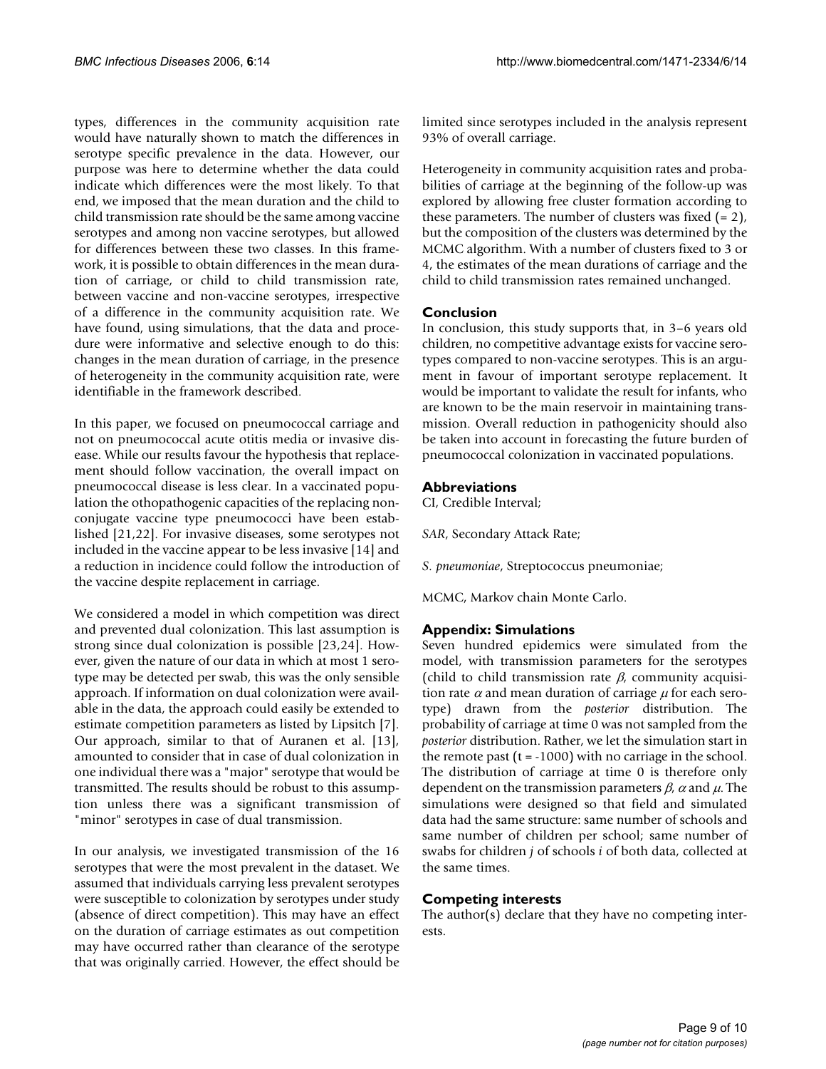types, differences in the community acquisition rate would have naturally shown to match the differences in serotype specific prevalence in the data. However, our purpose was here to determine whether the data could indicate which differences were the most likely. To that end, we imposed that the mean duration and the child to child transmission rate should be the same among vaccine serotypes and among non vaccine serotypes, but allowed for differences between these two classes. In this framework, it is possible to obtain differences in the mean duration of carriage, or child to child transmission rate, between vaccine and non-vaccine serotypes, irrespective of a difference in the community acquisition rate. We have found, using simulations, that the data and procedure were informative and selective enough to do this: changes in the mean duration of carriage, in the presence of heterogeneity in the community acquisition rate, were identifiable in the framework described.

In this paper, we focused on pneumococcal carriage and not on pneumococcal acute otitis media or invasive disease. While our results favour the hypothesis that replacement should follow vaccination, the overall impact on pneumococcal disease is less clear. In a vaccinated population the othopathogenic capacities of the replacing non-conjugate vaccine type pneumococci have been established [21,22]. For invasive diseases, some serotypes not included in the vaccine appear to be less invasive [14] and a reduction in incidence could follow the introduction of the vaccine despite replacement in carriage.

We considered a model in which competition was direct and prevented dual colonization. This last assumption is strong since dual colonization is possible [23,24]. However, given the nature of our data in which at most 1 serotype may be detected per swab, this was the only sensible approach. If information on dual colonization were available in the data, the approach could easily be extended to estimate competition parameters as listed by Lipsitch [7]. Our approach, similar to that of Auranen et al. [13], amounted to consider that in case of dual colonization in one individual there was a "major" serotype that would be transmitted. The results should be robust to this assumption unless there was a significant transmission of "minor" serotypes in case of dual transmission.

In our analysis, we investigated transmission of the 16 serotypes that were the most prevalent in the dataset. We assumed that individuals carrying less prevalent serotypes were susceptible to colonization by serotypes under study (absence of direct competition). This may have an effect on the duration of carriage estimates as out competition may have occurred rather than clearance of the serotype that was originally carried. However, the effect should be limited since serotypes included in the analysis represent 93% of overall carriage.

Heterogeneity in community acquisition rates and probabilities of carriage at the beginning of the follow-up was explored by allowing free cluster formation according to these parameters. The number of clusters was fixed (= 2), but the composition of the clusters was determined by the MCMC algorithm. With a number of clusters fixed to 3 or 4, the estimates of the mean durations of carriage and the child to child transmission rates remained unchanged.

## Conclusion

In conclusion, this study supports that, in 3–6 years old children, no competitive advantage exists for vaccine serotypes compared to non-vaccine serotypes. This is an argument in favour of important serotype replacement. It would be important to validate the result for infants, who are known to be the main reservoir in maintaining transmission. Overall reduction in pathogenicity should also be taken into account in forecasting the future burden of pneumococcal colonization in vaccinated populations.

## Abbreviations

CI, Credible Interval;

*SAR*, Secondary Attack Rate;

*S. pneumoniae*, Streptococcus pneumoniae;

MCMC, Markov chain Monte Carlo.

## Appendix: Simulations

Seven hundred epidemics were simulated from the model, with transmission parameters for the serotypes (child to child transmission rate $\beta$, community acquisition rate $\alpha$ and mean duration of carriage $\mu$ for each serotype) drawn from the *posterior* distribution. The probability of carriage at time 0 was not sampled from the *posterior* distribution. Rather, we let the simulation start in the remote past ($t = -1000$) with no carriage in the school. The distribution of carriage at time 0 is therefore only dependent on the transmission parameters $\beta$, $\alpha$ and $\mu$. The simulations were designed so that field and simulated data had the same structure: same number of schools and same number of children per school; same number of swabs for children $j$ of schools $i$ of both data, collected at the same times.

## Competing interests

The author(s) declare that they have no competing interests.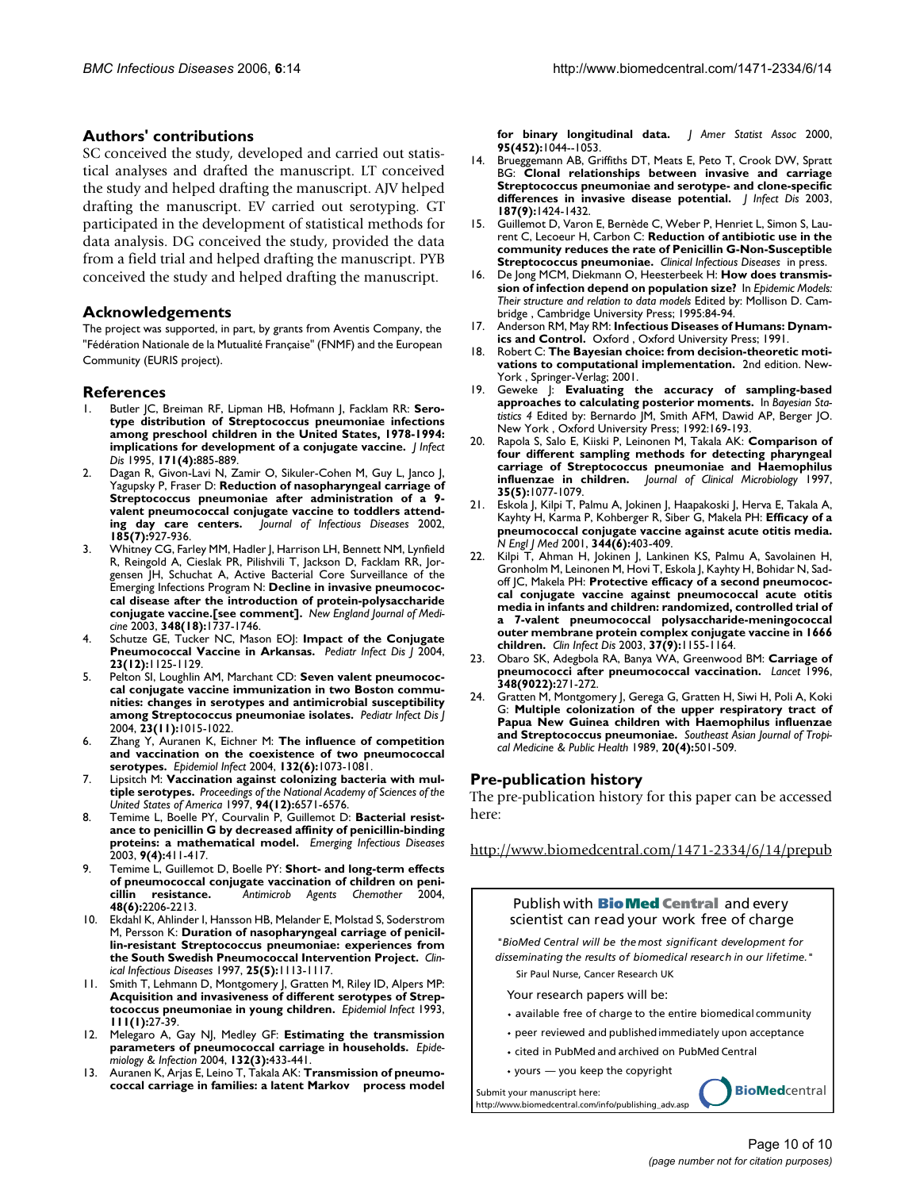## Authors' contributions

SC conceived the study, developed and carried out statistical analyses and drafted the manuscript. LT conceived the study and helped drafting the manuscript. AJV helped drafting the manuscript. EV carried out serotyping. GT participated in the development of statistical methods for data analysis. DG conceived the study, provided the data from a field trial and helped drafting the manuscript. PYB conceived the study and helped drafting the manuscript.

## Acknowledgements

The project was supported, in part, by grants from Aventis Company, the "Fédération Nationale de la Mutualité Française" (FNMF) and the European Community (EURIS project).

## References

1. Butler JC, Breiman RF, Lipman HB, Hofmann J, Facklam RR: **Serotype distribution of Streptococcus pneumoniae infections among preschool children in the United States, 1978-1994: implications for development of a conjugate vaccine.** *J Infect Dis* 1995, **171(4):**885-889.
2. Dagan R, Givon-Lavi N, Zamir O, Sikuler-Cohen M, Guy L, Janco J, Yagupsky P, Fraser D: **Reduction of nasopharyngeal carriage of Streptococcus pneumoniae after administration of a 9-valent pneumococcal conjugate vaccine to toddlers attending day care centers.** *Journal of Infectious Diseases* 2002, **185(7):**927-936.
3. Whitney CG, Farley MM, Hadler J, Harrison LH, Bennett NM, Lynfield R, Reingold A, Cieslak PR, Pilishvili T, Jackson D, Facklam RR, Jorgensen JH, Schuchat A, Active Bacterial Core Surveillance of the Emerging Infections Program N: **Decline in invasive pneumococcal disease after the introduction of protein-polysaccharide conjugate vaccine.[see comment].** *New England Journal of Medicine* 2003, **348(18):**1737-1746.
4. Schutze GE, Tucker NC, Mason EOJ: **Impact of the Conjugate Pneumococcal Vaccine in Arkansas.** *Pediatr Infect Dis J* 2004, **23(12):**1125-1129.
5. Pelton SI, Loughlin AM, Marchant CD: **Seven valent pneumococcal conjugate vaccine immunization in two Boston communities: changes in serotypes and antimicrobial susceptibility among Streptococcus pneumoniae isolates.** *Pediatr Infect Dis J* 2004, **23(11):**1015-1022.
6. Zhang Y, Auranen K, Eichner M: **The influence of competition and vaccination on the coexistence of two pneumococcal serotypes.** *Epidemiol Infect* 2004, **132(6):**1073-1081.
7. Lipsitch M: **Vaccination against colonizing bacteria with multiple serotypes.** *Proceedings of the National Academy of Sciences of the United States of America* 1997, **94(12):**6571-6576.
8. Temime L, Boelle PY, Courvalin P, Guillemot D: **Bacterial resistance to penicillin G by decreased affinity of penicillin-binding proteins: a mathematical model.** *Emerging Infectious Diseases* 2003, **9(4):**411-417.
9. Temime L, Guillemot D, Boelle PY: **Short- and long-term effects of pneumococcal conjugate vaccination of children on penicillin resistance.** *Antimicrob Agents Chemother* 2004, **48(6):**2206-2213.
10. Ekdahl K, Ahlinder I, Hansson HB, Melander E, Molstad S, Soderstrom M, Persson K: **Duration of nasopharyngeal carriage of penicillin-resistant Streptococcus pneumoniae: experiences from the South Swedish Pneumococcal Intervention Project.** *Clinical Infectious Diseases* 1997, **25(5):**1113-1117.
11. Smith T, Lehmann D, Montgomery J, Gratten M, Riley ID, Alpers MP: **Acquisition and invasiveness of different serotypes of Streptococcus pneumoniae in young children.** *Epidemiol Infect* 1993, **111(1):**27-39.
12. Melegaro A, Gay NJ, Medley GF: **Estimating the transmission parameters of pneumococcal carriage in households.** *Epidemiology & Infection* 2004, **132(3):**433-441.
13. Auranen K, Arjas E, Leino T, Takala AK: **Transmission of pneumococcal carriage in families: a latent Markov process model for binary longitudinal data.** *J Amer Statist Assoc* 2000, **95(452):**1044--1053.
14. Brueggemann AB, Griffiths DT, Meats E, Peto T, Crook DW, Spratt BG: **Clonal relationships between invasive and carriage Streptococcus pneumoniae and serotype- and clone-specific differences in invasive disease potential.** *J Infect Dis* 2003, **187(9):**1424-1432.
15. Guillemot D, Varon E, Bernède C, Weber P, Henriet L, Simon S, Laurent C, Lecoeur H, Carbon C: **Reduction of antibiotic use in the community reduces the rate of Penicillin G-Non-Susceptible Streptococcus pneumoniae.** *Clinical Infectious Diseases* in press.
16. De Jong MCM, Diekmann O, Heesterbeek H: **How does transmission of infection depend on population size?** In *Epidemic Models: Their structure and relation to data models* Edited by: Mollison D. Cambridge , Cambridge University Press; 1995:84-94.
17. Anderson RM, May RM: **Infectious Diseases of Humans: Dynamics and Control.** Oxford , Oxford University Press; 1991.
18. Robert C: **The Bayesian choice: from decision-theoretic motivations to computational implementation.** 2nd edition. New-York , Springer-Verlag; 2001.
19. Geweke J: **Evaluating the accuracy of sampling-based approaches to calculating posterior moments.** In *Bayesian Statistics 4* Edited by: Bernardo JM, Smith AFM, Dawid AP, Berger JO. New York , Oxford University Press; 1992:169-193.
20. Rapola S, Salo E, Kiiski P, Leinonen M, Takala AK: **Comparison of four different sampling methods for detecting pharyngeal carriage of Streptococcus pneumoniae and Haemophilus influenzae in children.** *Journal of Clinical Microbiology* 1997, **35(5):**1077-1079.
21. Eskola J, Kilpi T, Palmu A, Jokinen J, Haapakoski J, Herva E, Takala A, Kayhty H, Karma P, Kohberger R, Siber G, Makela PH: **Efficacy of a pneumococcal conjugate vaccine against acute otitis media.** *N Engl J Med* 2001, **344(6):**403-409.
22. Kilpi T, Ahman H, Jokinen J, Lankinen KS, Palmu A, Savolainen H, Gronholm M, Leinonen M, Hovi T, Eskola J, Kayhty H, Bohidar N, Sadoff JC, Makela PH: **Protective efficacy of a second pneumococcal conjugate vaccine against pneumococcal acute otitis media in infants and children: randomized, controlled trial of a 7-valent pneumococcal polysaccharide-meningococcal outer membrane protein complex conjugate vaccine in 1666 children.** *Clin Infect Dis* 2003, **37(9):**1155-1164.
23. Obaro SK, Adegbola RA, Banya WA, Greenwood BM: **Carriage of pneumococci after pneumococcal vaccination.** *Lancet* 1996, **348(9022):**271-272.
24. Gratten M, Montgomery J, Gerega G, Gratten H, Siwi H, Poli A, Koki G: **Multiple colonization of the upper respiratory tract of Papua New Guinea children with Haemophilus influenzae and Streptococcus pneumoniae.** *Southeast Asian Journal of Tropical Medicine & Public Health* 1989, **20(4):**501-509.

## Pre-publication history

The pre-publication history for this paper can be accessed here:

http://www.biomedcentral.com/1471-2334/6/14/prepub

Publish with **BioMed Central** and every scientist can read your work free of charge

*"BioMed Central will be the most significant development for disseminating the results of biomedical research in our lifetime."*

Sir Paul Nurse, Cancer Research UK

Your research papers will be:

- available free of charge to the entire biomedical community
- peer reviewed and published immediately upon acceptance
- cited in PubMed and archived on PubMed Central
- yours — you keep the copyright

Submit your manuscript here:
http://www.biomedcentral.com/info/publishing_adv.asp

BioMedcentral